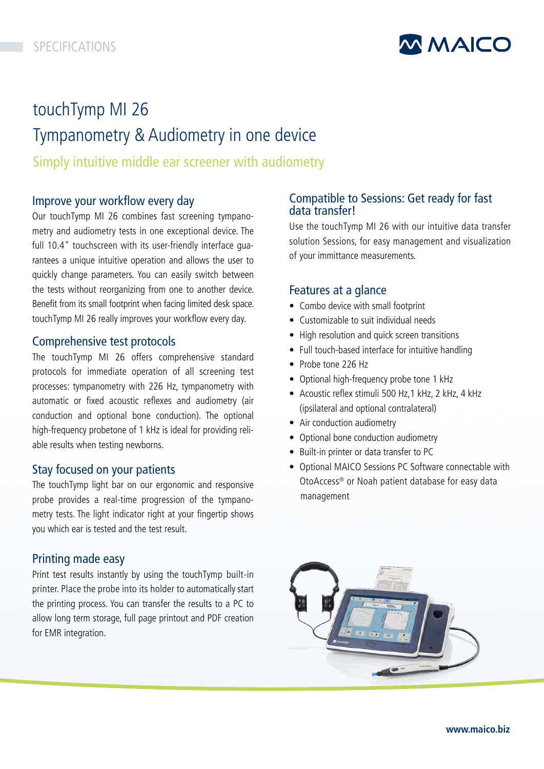SPECIFICATIONS

# touchTymp MI 26
# Tympanometry & Audiometry in one device

## Simply intuitive middle ear screener with audiometry

### Improve your workflow every day

Our touchTymp MI 26 combines fast screening tympanometry and audiometry tests in one exceptional device. The full 10.4" touchscreen with its user-friendly interface guarantees a unique intuitive operation and allows the user to quickly change parameters. You can easily switch between the tests without reorganizing from one to another device. Benefit from its small footprint when facing limited desk space. touchTymp MI 26 really improves your workflow every day.

### Comprehensive test protocols

The touchTymp MI 26 offers comprehensive standard protocols for immediate operation of all screening test processes: tympanometry with 226 Hz, tympanometry with automatic or fixed acoustic reflexes and audiometry (air conduction and optional bone conduction). The optional high-frequency probetone of 1 kHz is ideal for providing reliable results when testing newborns.

### Stay focused on your patients

The touchTymp light bar on our ergonomic and responsive probe provides a real-time progression of the tympanometry tests. The light indicator right at your fingertip shows you which ear is tested and the test result.

### Printing made easy

Print test results instantly by using the touchTymp built-in printer. Place the probe into its holder to automatically start the printing process. You can transfer the results to a PC to allow long term storage, full page printout and PDF creation for EMR integration.

### Compatible to Sessions: Get ready for fast data transfer!

Use the touchTymp MI 26 with our intuitive data transfer solution Sessions, for easy management and visualization of your immittance measurements.

### Features at a glance

- Combo device with small footprint
- Customizable to suit individual needs
- High resolution and quick screen transitions
- Full touch-based interface for intuitive handling
- Probe tone 226 Hz
- Optional high-frequency probe tone 1 kHz
- Acoustic reflex stimuli 500 Hz,1 kHz, 2 kHz, 4 kHz (ipsilateral and optional contralateral)
- Air conduction audiometry
- Optional bone conduction audiometry
- Built-in printer or data transfer to PC
- Optional MAICO Sessions PC Software connectable with OtoAccess® or Noah patient database for easy data management

www.maico.biz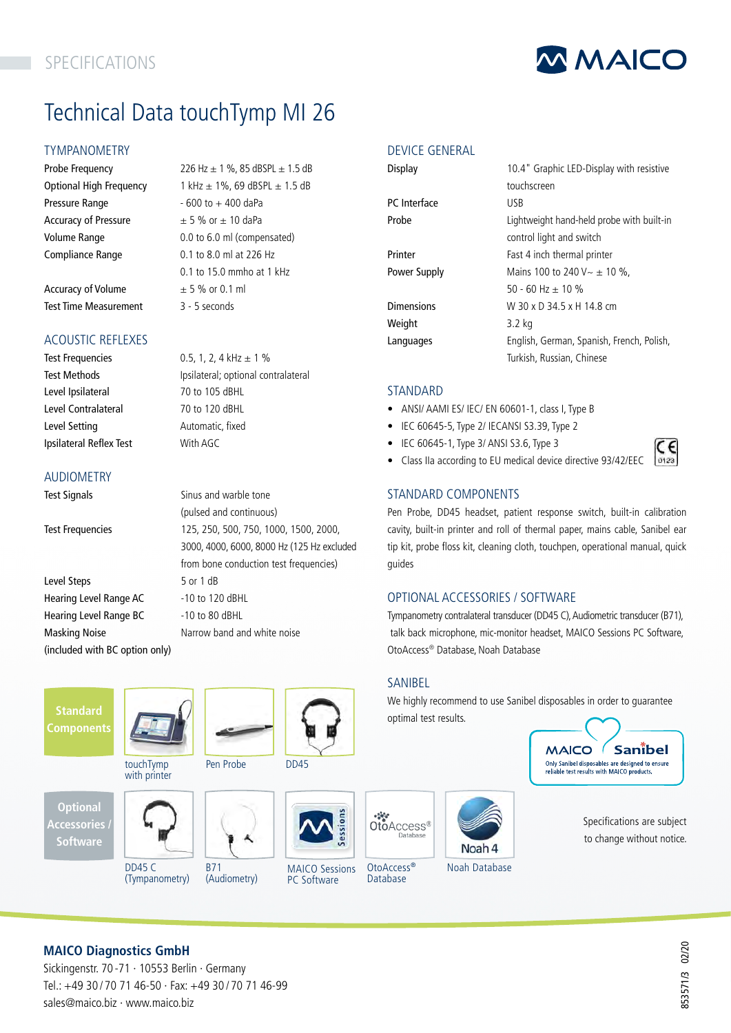SPECIFICATIONS

# Technical Data touchTymp MI 26

## TYMPANOMETRY

| | |
|---|---|
| Probe Frequency | 226 Hz ± 1 %, 85 dBSPL ± 1.5 dB |
| Optional High Frequency | 1 kHz ± 1%, 69 dBSPL ± 1.5 dB |
| Pressure Range | - 600 to + 400 daPa |
| Accuracy of Pressure | ± 5 % or ± 10 daPa |
| Volume Range | 0.0 to 6.0 ml (compensated) |
| Compliance Range | 0.1 to 8.0 ml at 226 Hz<br>0.1 to 15.0 mmho at 1 kHz |
| Accuracy of Volume | ± 5 % or 0.1 ml |
| Test Time Measurement | 3 - 5 seconds |

## ACOUSTIC REFLEXES

| | |
|---|---|
| Test Frequencies | 0.5, 1, 2, 4 kHz ± 1 % |
| Test Methods | Ipsilateral; optional contralateral |
| Level Ipsilateral | 70 to 105 dBHL |
| Level Contralateral | 70 to 120 dBHL |
| Level Setting | Automatic, fixed |
| Ipsilateral Reflex Test | With AGC |

## AUDIOMETRY

| | |
|---|---|
| Test Signals | Sinus and warble tone (pulsed and continuous) |
| Test Frequencies | 125, 250, 500, 750, 1000, 1500, 2000, 3000, 4000, 6000, 8000 Hz (125 Hz excluded from bone conduction test frequencies) |
| Level Steps | 5 or 1 dB |
| Hearing Level Range AC | -10 to 120 dBHL |
| Hearing Level Range BC | -10 to 80 dBHL |
| Masking Noise (included with BC option only) | Narrow band and white noise |

## DEVICE GENERAL

| | |
|---|---|
| Display | 10.4" Graphic LED-Display with resistive touchscreen |
| PC Interface | USB |
| Probe | Lightweight hand-held probe with built-in control light and switch |
| Printer | Fast 4 inch thermal printer |
| Power Supply | Mains 100 to 240 V~ ± 10 %, 50 - 60 Hz ± 10 % |
| Dimensions | W 30 x D 34.5 x H 14.8 cm |
| Weight | 3.2 kg |
| Languages | English, German, Spanish, French, Polish, Turkish, Russian, Chinese |

## STANDARD

- ANSI/ AAMI ES/ IEC/ EN 60601-1, class I, Type B
- IEC 60645-5, Type 2/ IECANSI S3.39, Type 2
- IEC 60645-1, Type 3/ ANSI S3.6, Type 3
- Class IIa according to EU medical device directive 93/42/EEC

CE 0123

## STANDARD COMPONENTS

Pen Probe, DD45 headset, patient response switch, built-in calibration cavity, built-in printer and roll of thermal paper, mains cable, Sanibel ear tip kit, probe floss kit, cleaning cloth, touchpen, operational manual, quick guides

## OPTIONAL ACCESSORIES / SOFTWARE

Tympanometry contralateral transducer (DD45 C), Audiometric transducer (B71), talk back microphone, mic-monitor headset, MAICO Sessions PC Software, OtoAccess® Database, Noah Database

## SANIBEL

We highly recommend to use Sanibel disposables in order to guarantee optimal test results.

MAICO Sanibel — Only Sanibel disposables are designed to ensure reliable test results with MAICO products.

**Standard Components**

touchTymp with printer — Pen Probe — DD45

**Optional Accessories / Software**

DD45 C (Tympanometry) — B71 (Audiometry) — MAICO Sessions PC Software — OtoAccess® Database — Noah Database

Specifications are subject to change without notice.

**MAICO Diagnostics GmbH**
Sickingenstr. 70-71 · 10553 Berlin · Germany
Tel.: +49 30/70 71 46-50 · Fax: +49 30/70 71 46-99
sales@maico.biz · www.maico.biz

8535171/3 02/20